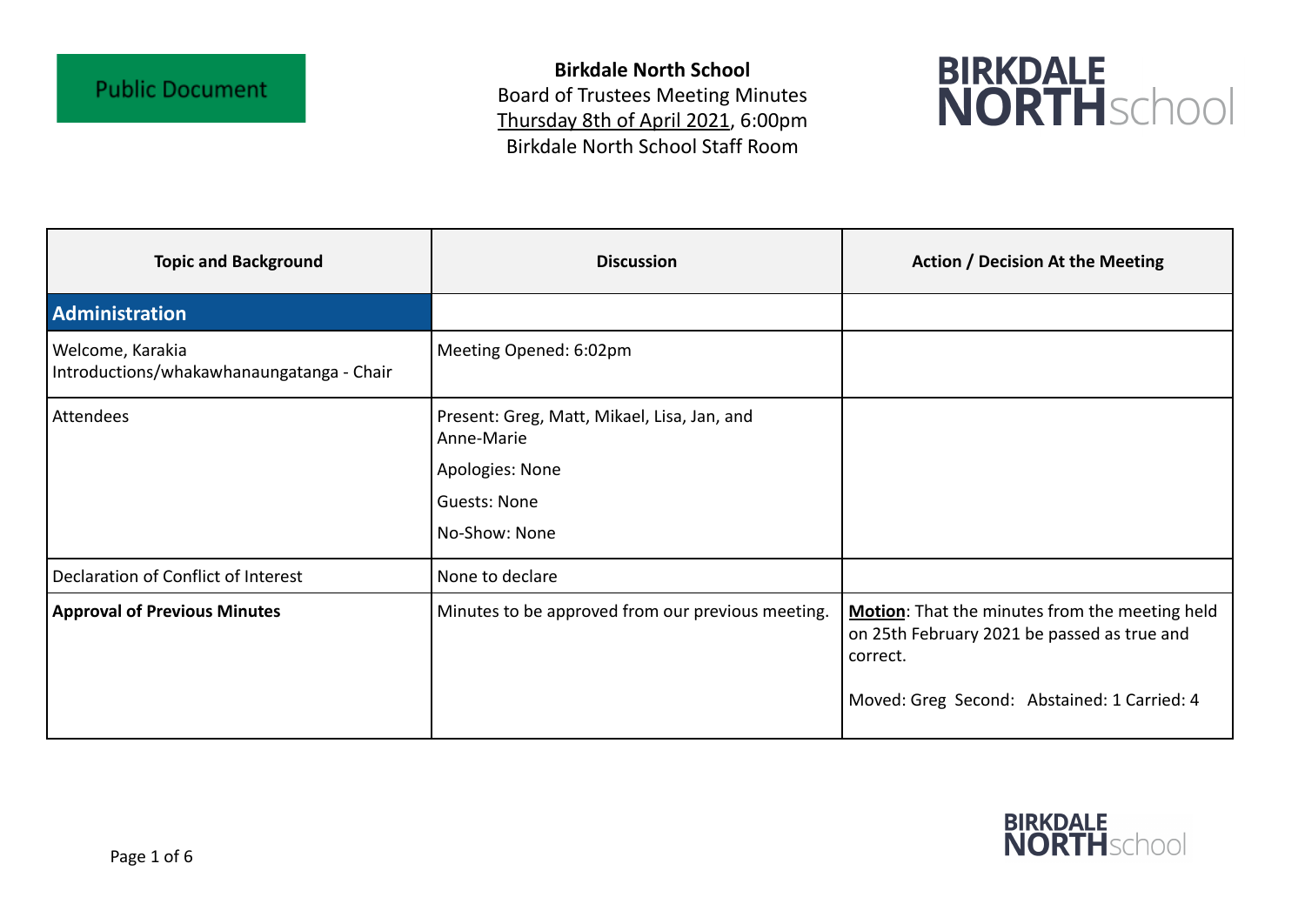Public Document

**Birkdale North School**
Board of Trustees Meeting Minutes
Thursday 8th of April 2021, 6:00pm
Birkdale North School Staff Room

BIRKDALE NORTHschool

| Topic and Background | Discussion | Action / Decision At the Meeting |
|---|---|---|
| **Administration** | | |
| Welcome, Karakia Introductions/whakawhanaungatanga - Chair | Meeting Opened: 6:02pm | |
| Attendees | Present: Greg, Matt, Mikael, Lisa, Jan, and Anne-Marie<br>Apologies: None<br>Guests: None<br>No-Show: None | |
| Declaration of Conflict of Interest | None to declare | |
| **Approval of Previous Minutes** | Minutes to be approved from our previous meeting. | **Motion**: That the minutes from the meeting held on 25th February 2021 be passed as true and correct.<br>Moved: Greg Second: Abstained: 1 Carried: 4 |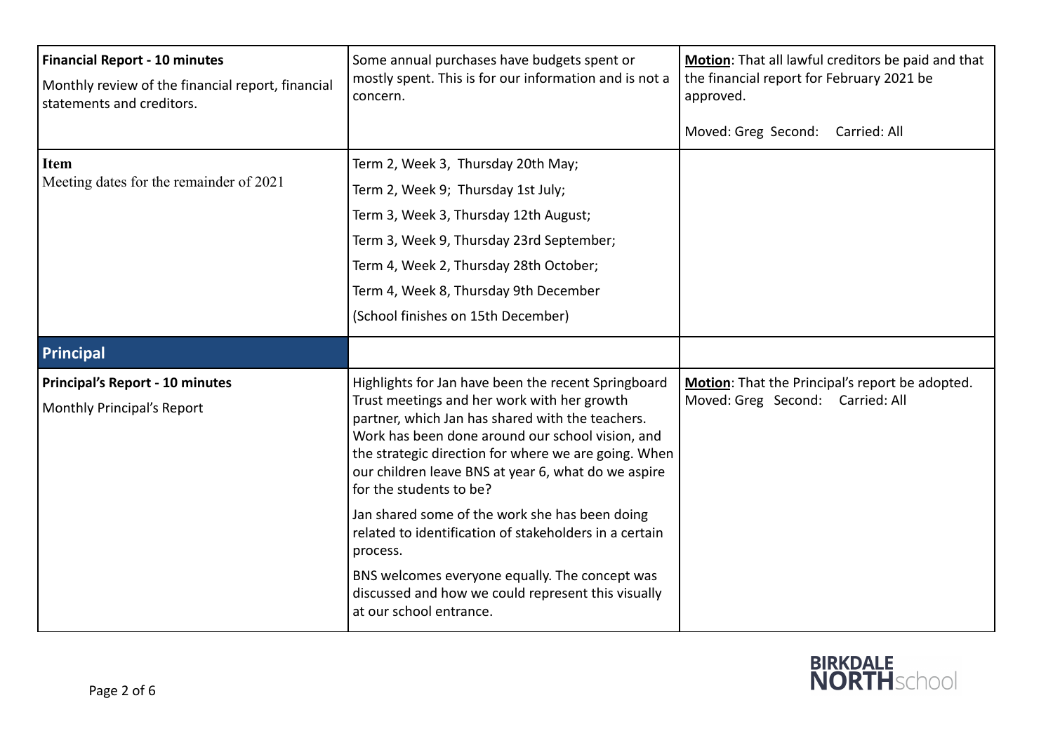| **Financial Report - 10 minutes**<br>Monthly review of the financial report, financial statements and creditors. | Some annual purchases have budgets spent or mostly spent. This is for our information and is not a concern. | **Motion**: That all lawful creditors be paid and that the financial report for February 2021 be approved.<br><br>Moved: Greg Second: Carried: All |
|---|---|---|
| **Item**<br>Meeting dates for the remainder of 2021 | Term 2, Week 3, Thursday 20th May;<br>Term 2, Week 9; Thursday 1st July;<br>Term 3, Week 3, Thursday 12th August;<br>Term 3, Week 9, Thursday 23rd September;<br>Term 4, Week 2, Thursday 28th October;<br>Term 4, Week 8, Thursday 9th December<br>(School finishes on 15th December) | |
| **Principal** | | |
| **Principal's Report - 10 minutes**<br>Monthly Principal's Report | Highlights for Jan have been the recent Springboard Trust meetings and her work with her growth partner, which Jan has shared with the teachers. Work has been done around our school vision, and the strategic direction for where we are going. When our children leave BNS at year 6, what do we aspire for the students to be?<br><br>Jan shared some of the work she has been doing related to identification of stakeholders in a certain process.<br><br>BNS welcomes everyone equally. The concept was discussed and how we could represent this visually at our school entrance. | **Motion**: That the Principal's report be adopted.<br>Moved: Greg Second: Carried: All |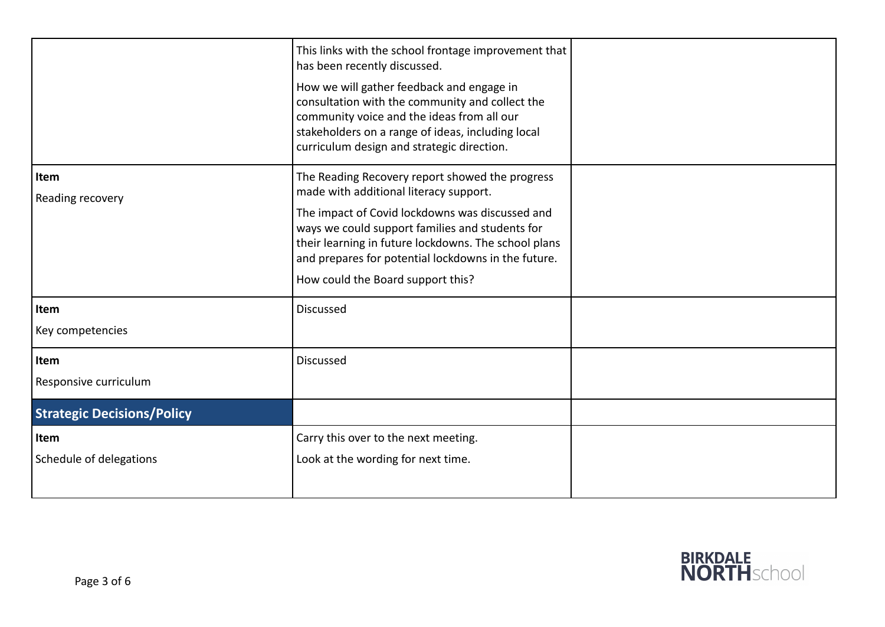| | | |
|---|---|---|
| | This links with the school frontage improvement that has been recently discussed.<br>How we will gather feedback and engage in consultation with the community and collect the community voice and the ideas from all our stakeholders on a range of ideas, including local curriculum design and strategic direction. | |
| **Item**<br>Reading recovery | The Reading Recovery report showed the progress made with additional literacy support.<br>The impact of Covid lockdowns was discussed and ways we could support families and students for their learning in future lockdowns. The school plans and prepares for potential lockdowns in the future.<br>How could the Board support this? | |
| **Item**<br>Key competencies | Discussed | |
| **Item**<br>Responsive curriculum | Discussed | |
| **Strategic Decisions/Policy** | | |
| **Item**<br>Schedule of delegations | Carry this over to the next meeting.<br>Look at the wording for next time. | |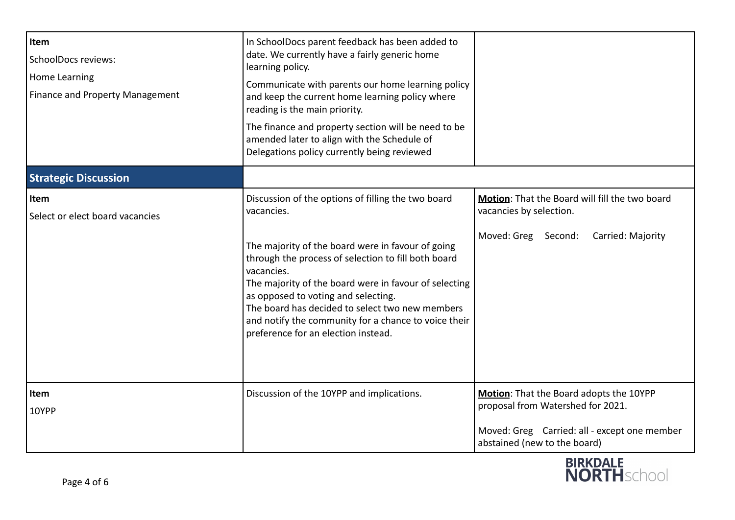| | | |
|---|---|---|
| **Item**<br>SchoolDocs reviews:<br>Home Learning<br>Finance and Property Management | In SchoolDocs parent feedback has been added to date. We currently have a fairly generic home learning policy.<br>Communicate with parents our home learning policy and keep the current home learning policy where reading is the main priority.<br>The finance and property section will be need to be amended later to align with the Schedule of Delegations policy currently being reviewed | |
| **Strategic Discussion** | | |
| **Item**<br>Select or elect board vacancies | Discussion of the options of filling the two board vacancies.<br><br>The majority of the board were in favour of going through the process of selection to fill both board vacancies.<br>The majority of the board were in favour of selecting as opposed to voting and selecting.<br>The board has decided to select two new members and notify the community for a chance to voice their preference for an election instead. | **Motion**: That the Board will fill the two board vacancies by selection.<br><br>Moved: Greg Second: Carried: Majority |
| **Item**<br>10YPP | Discussion of the 10YPP and implications. | **Motion**: That the Board adopts the 10YPP proposal from Watershed for 2021.<br><br>Moved: Greg Carried: all - except one member abstained (new to the board) |

BIRKDALE NORTH school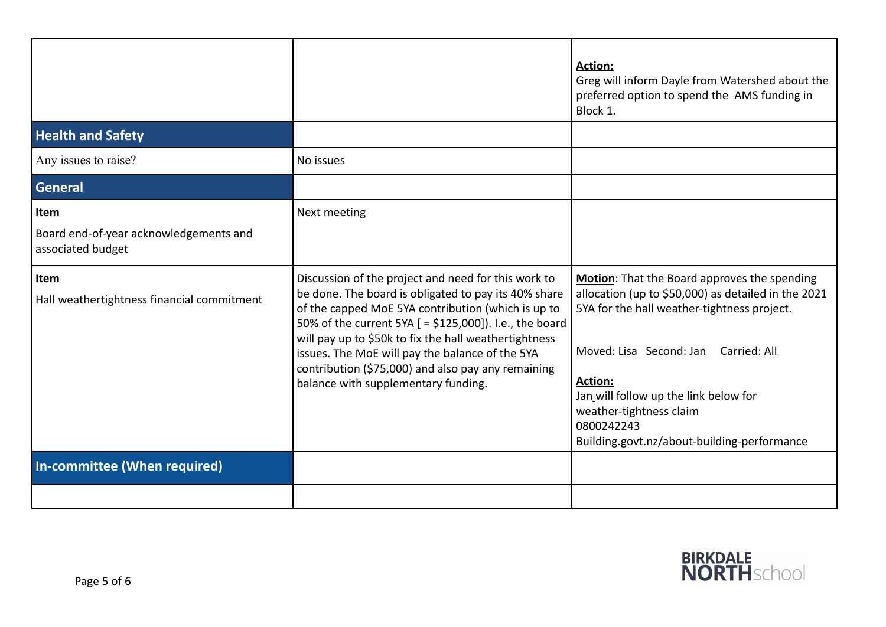| | | |
|---|---|---|
| | | **Action:** Greg will inform Dayle from Watershed about the preferred option to spend the AMS funding in Block 1. |
| **Health and Safety** | | |
| Any issues to raise? | No issues | |
| **General** | | |
| **Item**<br>Board end-of-year acknowledgements and associated budget | Next meeting | |
| **Item**<br>Hall weathertightness financial commitment | Discussion of the project and need for this work to be done. The board is obligated to pay its 40% share of the capped MoE 5YA contribution (which is up to 50% of the current 5YA [ = $125,000]). I.e., the board will pay up to $50k to fix the hall weathertightness issues. The MoE will pay the balance of the 5YA contribution ($75,000) and also pay any remaining balance with supplementary funding. | **Motion**: That the Board approves the spending allocation (up to $50,000) as detailed in the 2021 5YA for the hall weather-tightness project.<br><br>Moved: Lisa Second: Jan Carried: All<br><br>**Action:**<br>Jan will follow up the link below for weather-tightness claim<br>0800242243<br>Building.govt.nz/about-building-performance |
| **In-committee (When required)** | | |
| | | |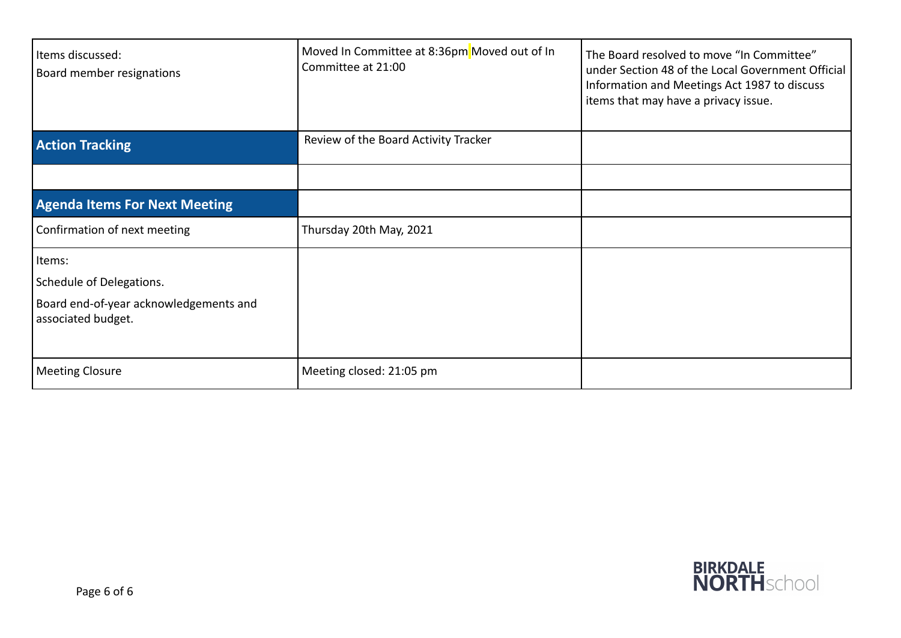| | | |
|---|---|---|
| Items discussed:<br>Board member resignations | Moved In Committee at 8:36pm Moved out of In Committee at 21:00 | The Board resolved to move "In Committee" under Section 48 of the Local Government Official Information and Meetings Act 1987 to discuss items that may have a privacy issue. |
| **Action Tracking** | Review of the Board Activity Tracker | |
| | | |
| **Agenda Items For Next Meeting** | | |
| Confirmation of next meeting | Thursday 20th May, 2021 | |
| Items:<br>Schedule of Delegations.<br>Board end-of-year acknowledgements and associated budget. | | |
| Meeting Closure | Meeting closed: 21:05 pm | |

BIRKDALE NORTH school